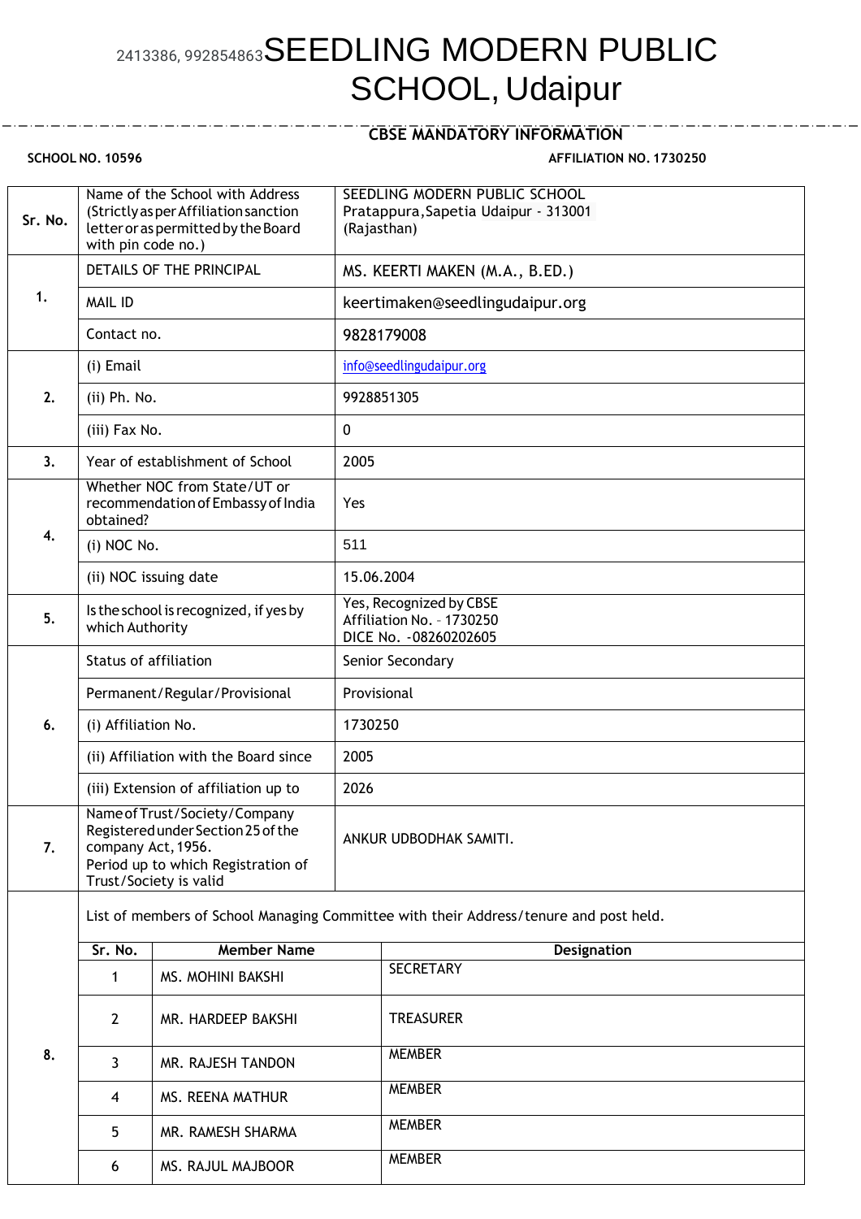# 2413386, 992854863 SEEDLING MODERN PUBLIC SCHOOL, Udaipur

## CBSE MANDATORY INFORMATION

**SCHOOL NO. 10596** **AFFILIATION NO. 1730250**

| Sr. No. | Name of the School with Address (Strictly as per Affiliation sanction letter or as permitted by the Board with pin code no.) | SEEDLING MODERN PUBLIC SCHOOL Pratappura, Sapetia Udaipur - 313001 (Rajasthan) |
|---|---|---|
| 1. | DETAILS OF THE PRINCIPAL | MS. KEERTI MAKEN (M.A., B.ED.) |
| | MAIL ID | keertimaken@seedlingudaipur.org |
| | Contact no. | 9828179008 |
| 2. | (i) Email | info@seedlingudaipur.org |
| | (ii) Ph. No. | 9928851305 |
| | (iii) Fax No. | 0 |
| 3. | Year of establishment of School | 2005 |
| 4. | Whether NOC from State/UT or recommendation of Embassy of India obtained? | Yes |
| | (i) NOC No. | 511 |
| | (ii) NOC issuing date | 15.06.2004 |
| 5. | Is the school is recognized, if yes by which Authority | Yes, Recognized by CBSE Affiliation No. - 1730250 DICE No. -08260202605 |
| 6. | Status of affiliation | Senior Secondary |
| | Permanent/Regular/Provisional | Provisional |
| | (i) Affiliation No. | 1730250 |
| | (ii) Affiliation with the Board since | 2005 |
| | (iii) Extension of affiliation up to | 2026 |
| 7. | Name of Trust/Society/Company Registered under Section 25 of the company Act, 1956. Period up to which Registration of Trust/Society is valid | ANKUR UDBODHAK SAMITI. |

**8.** List of members of School Managing Committee with their Address/tenure and post held.

| Sr. No. | Member Name | Designation |
|---|---|---|
| 1 | MS. MOHINI BAKSHI | SECRETARY |
| 2 | MR. HARDEEP BAKSHI | TREASURER |
| 3 | MR. RAJESH TANDON | MEMBER |
| 4 | MS. REENA MATHUR | MEMBER |
| 5 | MR. RAMESH SHARMA | MEMBER |
| 6 | MS. RAJUL MAJBOOR | MEMBER |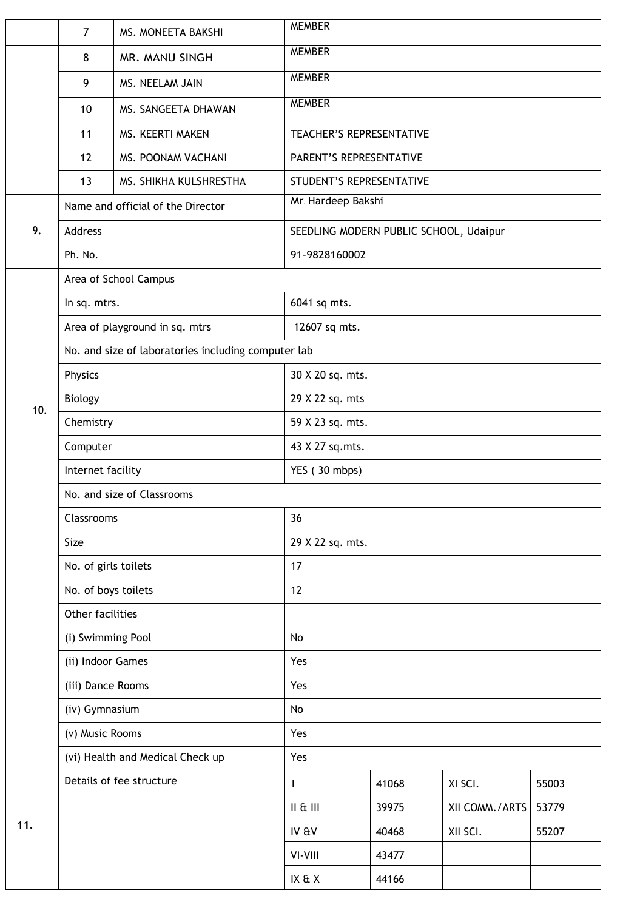| | | | | | | |
|---|---|---|---|---|---|---|
| | 7 | MS. MONEETA BAKSHI | MEMBER | | | |
| | 8 | MR. MANU SINGH | MEMBER | | | |
| | 9 | MS. NEELAM JAIN | MEMBER | | | |
| | 10 | MS. SANGEETA DHAWAN | MEMBER | | | |
| | 11 | MS. KEERTI MAKEN | TEACHER'S REPRESENTATIVE | | | |
| | 12 | MS. POONAM VACHANI | PARENT'S REPRESENTATIVE | | | |
| | 13 | MS. SHIKHA KULSHRESTHA | STUDENT'S REPRESENTATIVE | | | |
| 9. | Name and official of the Director | | Mr. Hardeep Bakshi | | | |
| | Address | | SEEDLING MODERN PUBLIC SCHOOL, Udaipur | | | |
| | Ph. No. | | 91-9828160002 | | | |
| 10. | Area of School Campus | | | | | |
| | In sq. mtrs. | | 6041 sq mts. | | | |
| | Area of playground in sq. mtrs | | 12607 sq mts. | | | |
| | No. and size of laboratories including computer lab | | | | | |
| | Physics | | 30 X 20 sq. mts. | | | |
| | Biology | | 29 X 22 sq. mts | | | |
| | Chemistry | | 59 X 23 sq. mts. | | | |
| | Computer | | 43 X 27 sq.mts. | | | |
| | Internet facility | | YES ( 30 mbps) | | | |
| | No. and size of Classrooms | | | | | |
| | Classrooms | | 36 | | | |
| | Size | | 29 X 22 sq. mts. | | | |
| | No. of girls toilets | | 17 | | | |
| | No. of boys toilets | | 12 | | | |
| | Other facilities | | | | | |
| | (i) Swimming Pool | | No | | | |
| | (ii) Indoor Games | | Yes | | | |
| | (iii) Dance Rooms | | Yes | | | |
| | (iv) Gymnasium | | No | | | |
| | (v) Music Rooms | | Yes | | | |
| | (vi) Health and Medical Check up | | Yes | | | |
| 11. | Details of fee structure | | I | 41068 | XI SCI. | 55003 |
| | | | II & III | 39975 | XII COMM./ARTS | 53779 |
| | | | IV &V | 40468 | XII SCI. | 55207 |
| | | | VI-VIII | 43477 | | |
| | | | IX & X | 44166 | | |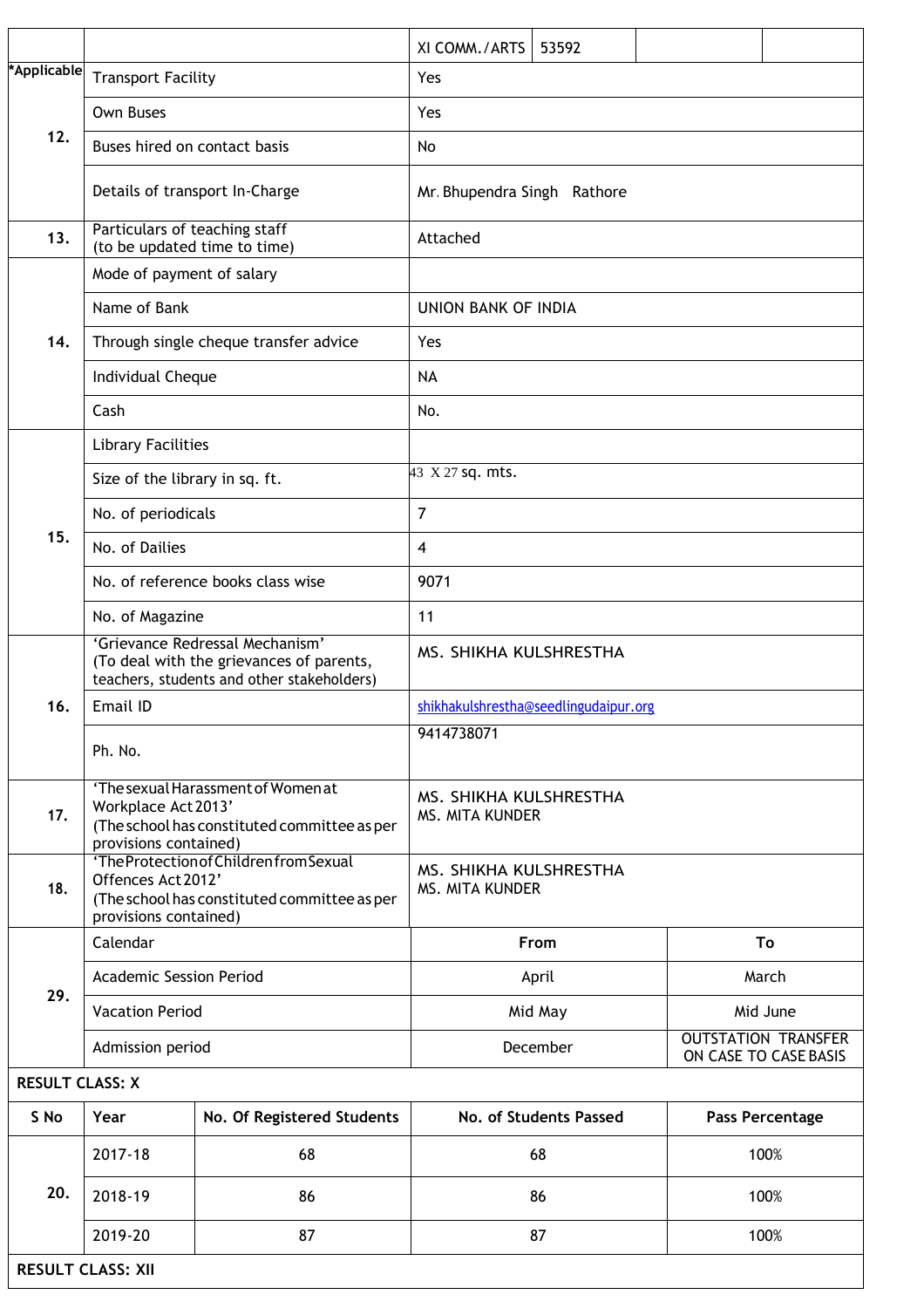| | | XI COMM./ARTS | 53592 | | |
|---|---|---|---|---|---|
| *Applicable | Transport Facility | Yes | | | |
| 12. | Own Buses | Yes | | | |
| | Buses hired on contact basis | No | | | |
| | Details of transport In-Charge | Mr. Bhupendra Singh Rathore | | | |
| 13. | Particulars of teaching staff (to be updated time to time) | Attached | | | |
| 14. | Mode of payment of salary | | | | |
| | Name of Bank | UNION BANK OF INDIA | | | |
| | Through single cheque transfer advice | Yes | | | |
| | Individual Cheque | NA | | | |
| | Cash | No. | | | |
| 15. | Library Facilities | | | | |
| | Size of the library in sq. ft. | 43 X 27 sq. mts. | | | |
| | No. of periodicals | 7 | | | |
| | No. of Dailies | 4 | | | |
| | No. of reference books class wise | 9071 | | | |
| | No. of Magazine | 11 | | | |
| 16. | 'Grievance Redressal Mechanism' (To deal with the grievances of parents, teachers, students and other stakeholders) | MS. SHIKHA KULSHRESTHA | | | |
| | Email ID | shikhakulshrestha@seedlingudaipur.org | | | |
| | Ph. No. | 9414738071 | | | |
| 17. | 'The sexual Harassment of Women at Workplace Act 2013' (The school has constituted committee as per provisions contained) | MS. SHIKHA KULSHRESTHA<br>MS. MITA KUNDER | | | |
| 18. | 'The Protection of Children from Sexual Offences Act 2012' (The school has constituted committee as per provisions contained) | MS. SHIKHA KULSHRESTHA<br>MS. MITA KUNDER | | | |

| | Calendar | From | To |
|---|---|---|---|
| 29. | Academic Session Period | April | March |
| | Vacation Period | Mid May | Mid June |
| | Admission period | December | OUTSTATION TRANSFER ON CASE TO CASE BASIS |

**RESULT CLASS: X**

| S No | Year | No. Of Registered Students | No. of Students Passed | Pass Percentage |
|---|---|---|---|---|
| 20. | 2017-18 | 68 | 68 | 100% |
| | 2018-19 | 86 | 86 | 100% |
| | 2019-20 | 87 | 87 | 100% |

**RESULT CLASS: XII**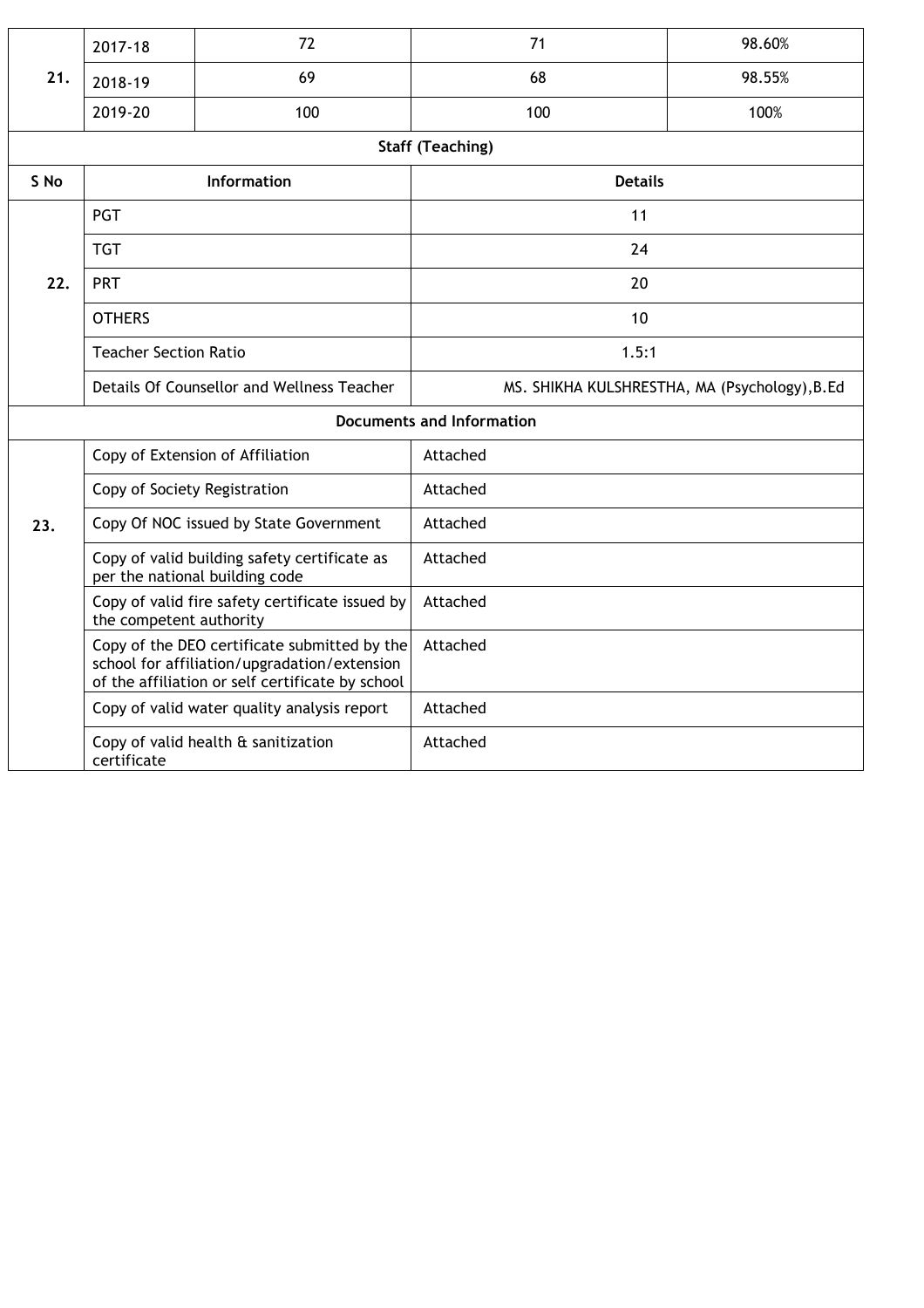| | | | | |
|---|---|---|---|---|
| 21. | 2017-18 | 72 | 71 | 98.60% |
| | 2018-19 | 69 | 68 | 98.55% |
| | 2019-20 | 100 | 100 | 100% |

**Staff (Teaching)**

| S No | Information | Details |
|---|---|---|
| 22. | PGT | 11 |
| | TGT | 24 |
| | PRT | 20 |
| | OTHERS | 10 |
| | Teacher Section Ratio | 1.5:1 |
| | Details Of Counsellor and Wellness Teacher | MS. SHIKHA KULSHRESTHA, MA (Psychology),B.Ed |

**Documents and Information**

| | | |
|---|---|---|
| 23. | Copy of Extension of Affiliation | Attached |
| | Copy of Society Registration | Attached |
| | Copy Of NOC issued by State Government | Attached |
| | Copy of valid building safety certificate as per the national building code | Attached |
| | Copy of valid fire safety certificate issued by the competent authority | Attached |
| | Copy of the DEO certificate submitted by the school for affiliation/upgradation/extension of the affiliation or self certificate by school | Attached |
| | Copy of valid water quality analysis report | Attached |
| | Copy of valid health & sanitization certificate | Attached |